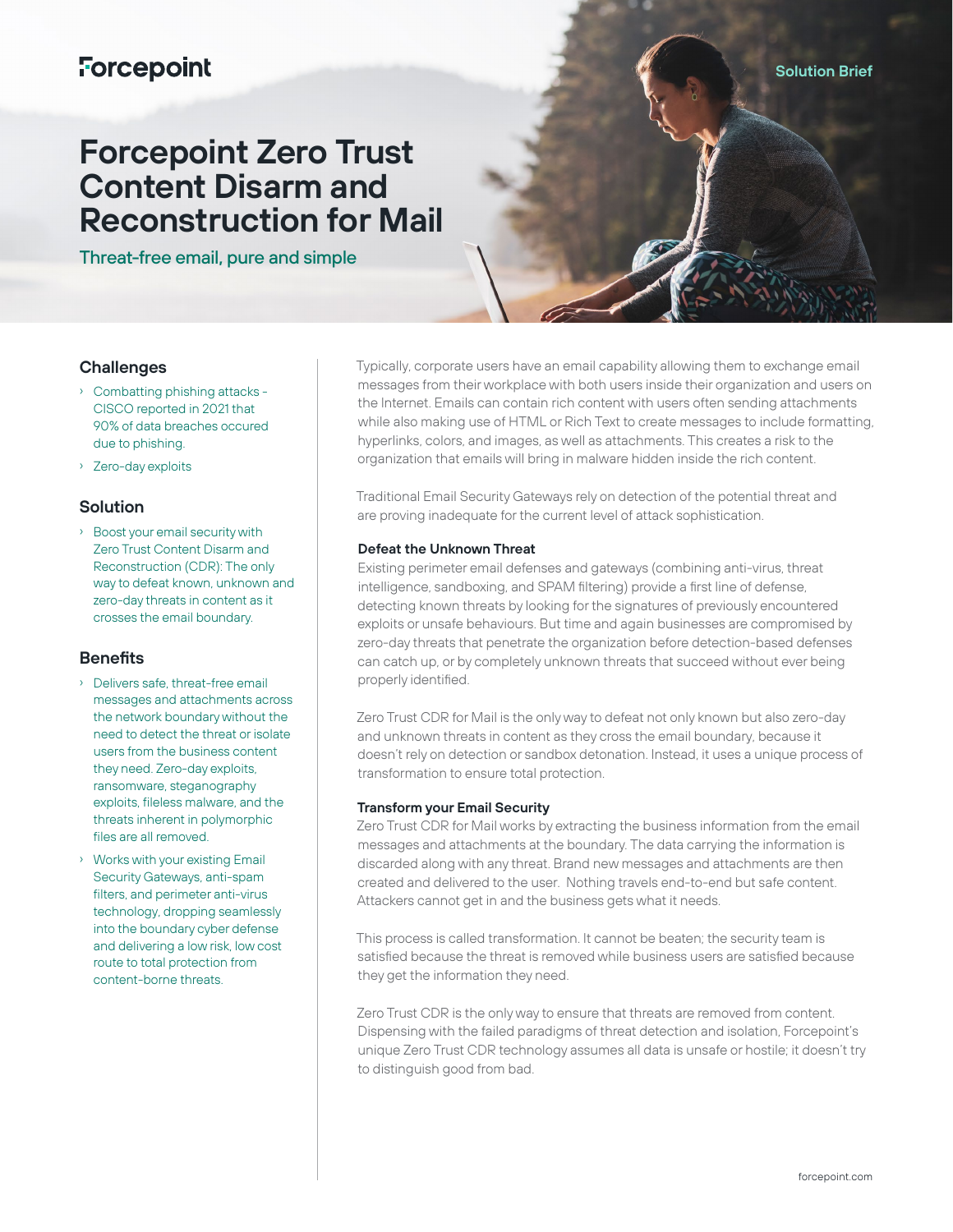Forcepoint

Solution Brief

# Forcepoint Zero Trust Content Disarm and Reconstruction for Mail

## Threat-free email, pure and simple

### Challenges

- Combatting phishing attacks - CISCO reported in 2021 that 90% of data breaches occured due to phishing.
- Zero-day exploits

### Solution

- Boost your email security with Zero Trust Content Disarm and Reconstruction (CDR): The only way to defeat known, unknown and zero-day threats in content as it crosses the email boundary.

### Benefits

- Delivers safe, threat-free email messages and attachments across the network boundary without the need to detect the threat or isolate users from the business content they need. Zero-day exploits, ransomware, steganography exploits, fileless malware, and the threats inherent in polymorphic files are all removed.
- Works with your existing Email Security Gateways, anti-spam filters, and perimeter anti-virus technology, dropping seamlessly into the boundary cyber defense and delivering a low risk, low cost route to total protection from content-borne threats.

Typically, corporate users have an email capability allowing them to exchange email messages from their workplace with both users inside their organization and users on the Internet. Emails can contain rich content with users often sending attachments while also making use of HTML or Rich Text to create messages to include formatting, hyperlinks, colors, and images, as well as attachments. This creates a risk to the organization that emails will bring in malware hidden inside the rich content.

Traditional Email Security Gateways rely on detection of the potential threat and are proving inadequate for the current level of attack sophistication.

**Defeat the Unknown Threat**

Existing perimeter email defenses and gateways (combining anti-virus, threat intelligence, sandboxing, and SPAM filtering) provide a first line of defense, detecting known threats by looking for the signatures of previously encountered exploits or unsafe behaviours. But time and again businesses are compromised by zero-day threats that penetrate the organization before detection-based defenses can catch up, or by completely unknown threats that succeed without ever being properly identified.

Zero Trust CDR for Mail is the only way to defeat not only known but also zero-day and unknown threats in content as they cross the email boundary, because it doesn't rely on detection or sandbox detonation. Instead, it uses a unique process of transformation to ensure total protection.

**Transform your Email Security**

Zero Trust CDR for Mail works by extracting the business information from the email messages and attachments at the boundary. The data carrying the information is discarded along with any threat. Brand new messages and attachments are then created and delivered to the user. Nothing travels end-to-end but safe content. Attackers cannot get in and the business gets what it needs.

This process is called transformation. It cannot be beaten; the security team is satisfied because the threat is removed while business users are satisfied because they get the information they need.

Zero Trust CDR is the only way to ensure that threats are removed from content. Dispensing with the failed paradigms of threat detection and isolation, Forcepoint's unique Zero Trust CDR technology assumes all data is unsafe or hostile; it doesn't try to distinguish good from bad.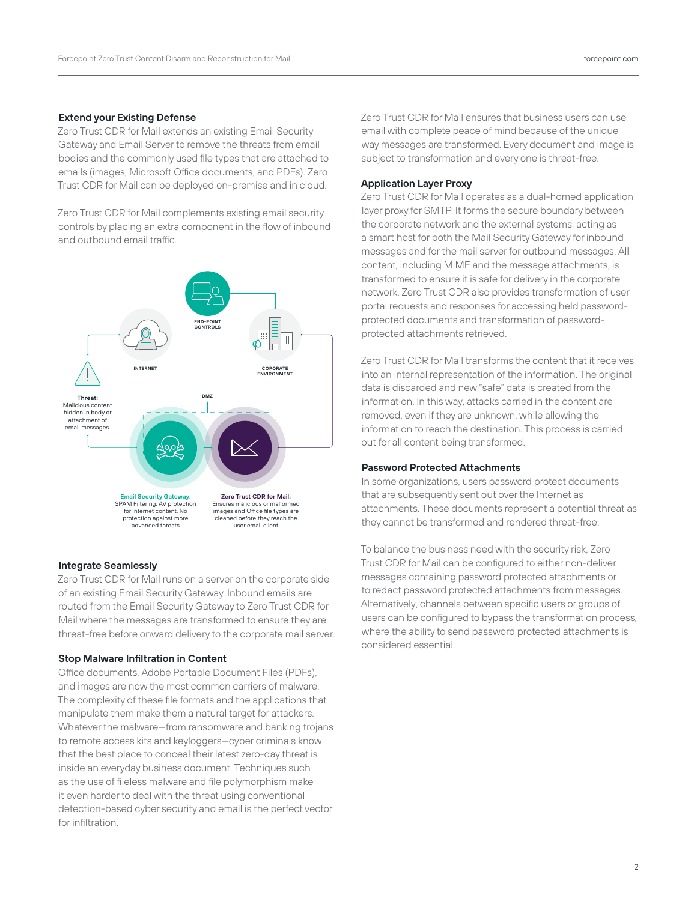### Extend your Existing Defense

Zero Trust CDR for Mail extends an existing Email Security Gateway and Email Server to remove the threats from email bodies and the commonly used file types that are attached to emails (images, Microsoft Office documents, and PDFs). Zero Trust CDR for Mail can be deployed on-premise and in cloud.

Zero Trust CDR for Mail complements existing email security controls by placing an extra component in the flow of inbound and outbound email traffic.

END-POINT CONTROLS

INTERNET

COPORATE ENVIRONMENT

DMZ

**Threat:** Malicious content hidden in body or attachment of email messages.

**Email Security Gateway:** SPAM Filtering, AV protection for internet content. No protection against more advanced threats

**Zero Trust CDR for Mail:** Ensures malicious or malformed images and Office file types are cleaned before they reach the user email client

### Integrate Seamlessly

Zero Trust CDR for Mail runs on a server on the corporate side of an existing Email Security Gateway. Inbound emails are routed from the Email Security Gateway to Zero Trust CDR for Mail where the messages are transformed to ensure they are threat-free before onward delivery to the corporate mail server.

### Stop Malware Infiltration in Content

Office documents, Adobe Portable Document Files (PDFs), and images are now the most common carriers of malware. The complexity of these file formats and the applications that manipulate them make them a natural target for attackers. Whatever the malware—from ransomware and banking trojans to remote access kits and keyloggers—cyber criminals know that the best place to conceal their latest zero-day threat is inside an everyday business document. Techniques such as the use of fileless malware and file polymorphism make it even harder to deal with the threat using conventional detection-based cyber security and email is the perfect vector for infiltration.

Zero Trust CDR for Mail ensures that business users can use email with complete peace of mind because of the unique way messages are transformed. Every document and image is subject to transformation and every one is threat-free.

### Application Layer Proxy

Zero Trust CDR for Mail operates as a dual-homed application layer proxy for SMTP. It forms the secure boundary between the corporate network and the external systems, acting as a smart host for both the Mail Security Gateway for inbound messages and for the mail server for outbound messages. All content, including MIME and the message attachments, is transformed to ensure it is safe for delivery in the corporate network. Zero Trust CDR also provides transformation of user portal requests and responses for accessing held password-protected documents and transformation of password-protected attachments retrieved.

Zero Trust CDR for Mail transforms the content that it receives into an internal representation of the information. The original data is discarded and new "safe" data is created from the information. In this way, attacks carried in the content are removed, even if they are unknown, while allowing the information to reach the destination. This process is carried out for all content being transformed.

### Password Protected Attachments

In some organizations, users password protect documents that are subsequently sent out over the Internet as attachments. These documents represent a potential threat as they cannot be transformed and rendered threat-free.

To balance the business need with the security risk, Zero Trust CDR for Mail can be configured to either non-deliver messages containing password protected attachments or to redact password protected attachments from messages. Alternatively, channels between specific users or groups of users can be configured to bypass the transformation process, where the ability to send password protected attachments is considered essential.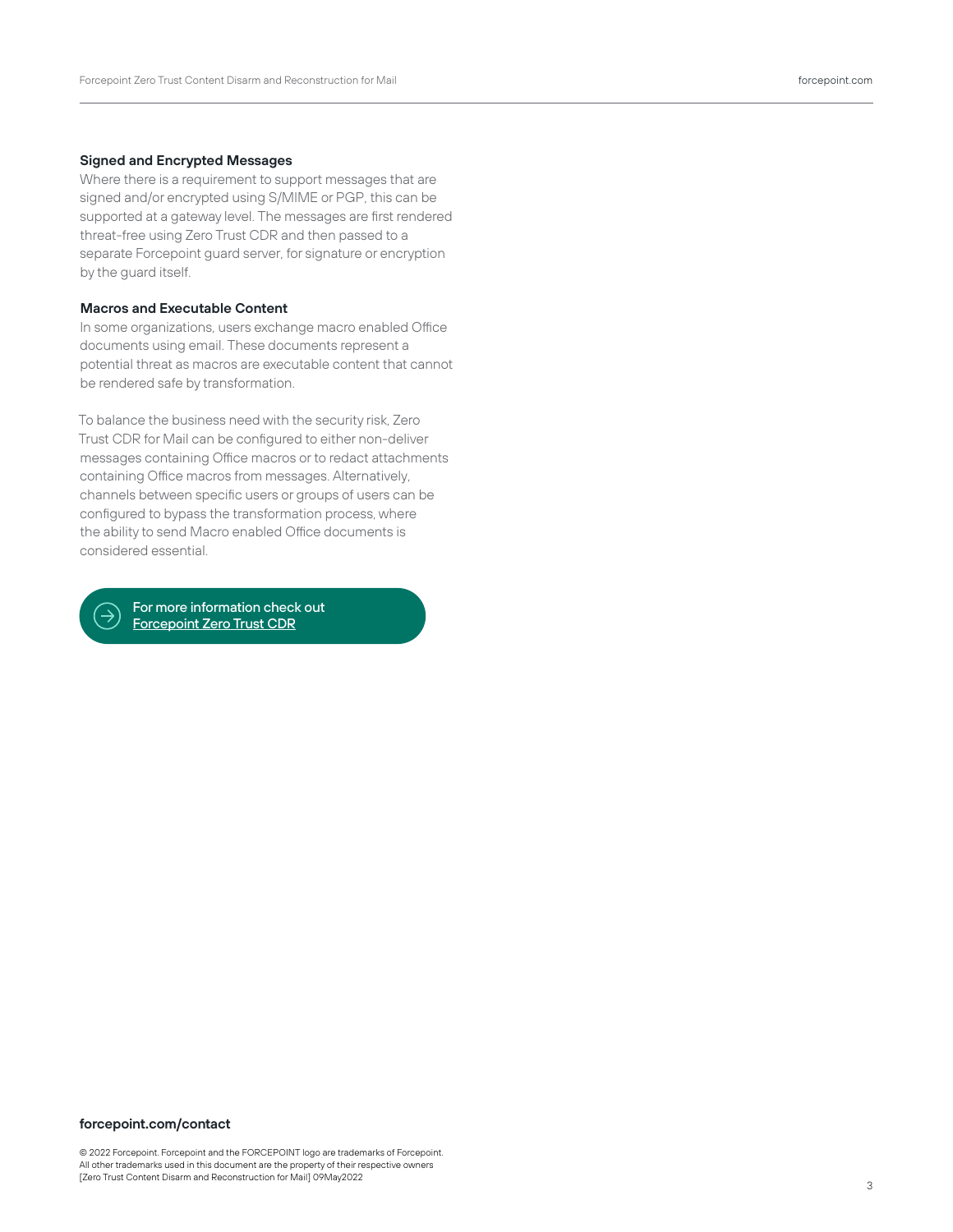### Signed and Encrypted Messages

Where there is a requirement to support messages that are signed and/or encrypted using S/MIME or PGP, this can be supported at a gateway level. The messages are first rendered threat-free using Zero Trust CDR and then passed to a separate Forcepoint guard server, for signature or encryption by the guard itself.

### Macros and Executable Content

In some organizations, users exchange macro enabled Office documents using email. These documents represent a potential threat as macros are executable content that cannot be rendered safe by transformation.

To balance the business need with the security risk, Zero Trust CDR for Mail can be configured to either non-deliver messages containing Office macros or to redact attachments containing Office macros from messages. Alternatively, channels between specific users or groups of users can be configured to bypass the transformation process, where the ability to send Macro enabled Office documents is considered essential.

For more information check out [Forcepoint Zero Trust CDR]

**forcepoint.com/contact**

© 2022 Forcepoint. Forcepoint and the FORCEPOINT logo are trademarks of Forcepoint. All other trademarks used in this document are the property of their respective owners [Zero Trust Content Disarm and Reconstruction for Mail] 09May2022